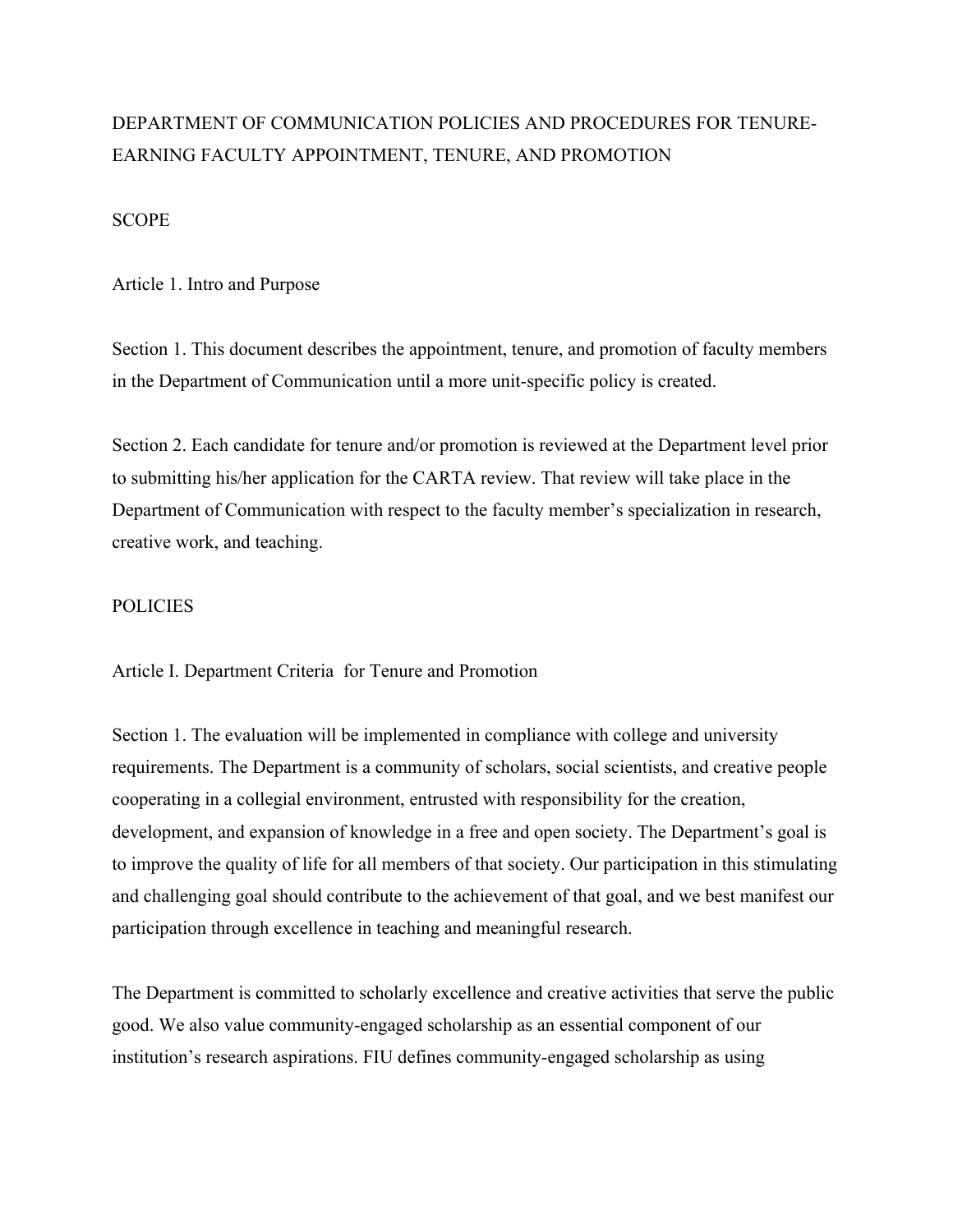# DEPARTMENT OF COMMUNICATION POLICIES AND PROCEDURES FOR TENURE-EARNING FACULTY APPOINTMENT, TENURE, AND PROMOTION

## SCOPE

### Article 1. Intro and Purpose

Section 1. This document describes the appointment, tenure, and promotion of faculty members in the Department of Communication until a more unit-specific policy is created.

Section 2. Each candidate for tenure and/or promotion is reviewed at the Department level prior to submitting his/her application for the CARTA review. That review will take place in the Department of Communication with respect to the faculty member's specialization in research, creative work, and teaching.

## POLICIES

### Article I. Department Criteria for Tenure and Promotion

Section 1. The evaluation will be implemented in compliance with college and university requirements. The Department is a community of scholars, social scientists, and creative people cooperating in a collegial environment, entrusted with responsibility for the creation, development, and expansion of knowledge in a free and open society. The Department's goal is to improve the quality of life for all members of that society. Our participation in this stimulating and challenging goal should contribute to the achievement of that goal, and we best manifest our participation through excellence in teaching and meaningful research.

The Department is committed to scholarly excellence and creative activities that serve the public good. We also value community-engaged scholarship as an essential component of our institution's research aspirations. FIU defines community-engaged scholarship as using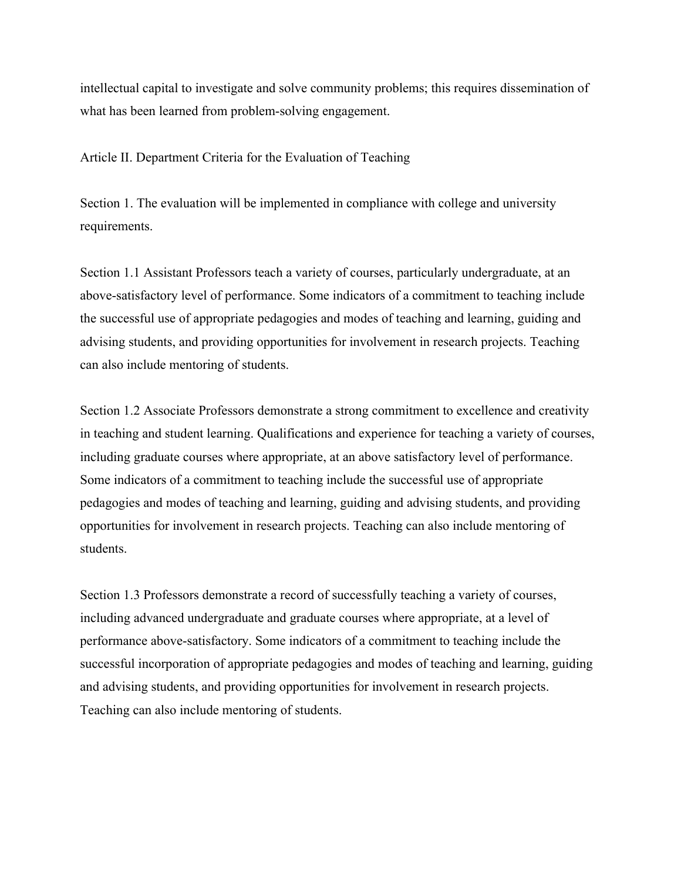intellectual capital to investigate and solve community problems; this requires dissemination of what has been learned from problem-solving engagement.

## Article II. Department Criteria for the Evaluation of Teaching

Section 1. The evaluation will be implemented in compliance with college and university requirements.

Section 1.1 Assistant Professors teach a variety of courses, particularly undergraduate, at an above-satisfactory level of performance. Some indicators of a commitment to teaching include the successful use of appropriate pedagogies and modes of teaching and learning, guiding and advising students, and providing opportunities for involvement in research projects. Teaching can also include mentoring of students.

Section 1.2 Associate Professors demonstrate a strong commitment to excellence and creativity in teaching and student learning. Qualifications and experience for teaching a variety of courses, including graduate courses where appropriate, at an above satisfactory level of performance. Some indicators of a commitment to teaching include the successful use of appropriate pedagogies and modes of teaching and learning, guiding and advising students, and providing opportunities for involvement in research projects. Teaching can also include mentoring of students.

Section 1.3 Professors demonstrate a record of successfully teaching a variety of courses, including advanced undergraduate and graduate courses where appropriate, at a level of performance above-satisfactory. Some indicators of a commitment to teaching include the successful incorporation of appropriate pedagogies and modes of teaching and learning, guiding and advising students, and providing opportunities for involvement in research projects. Teaching can also include mentoring of students.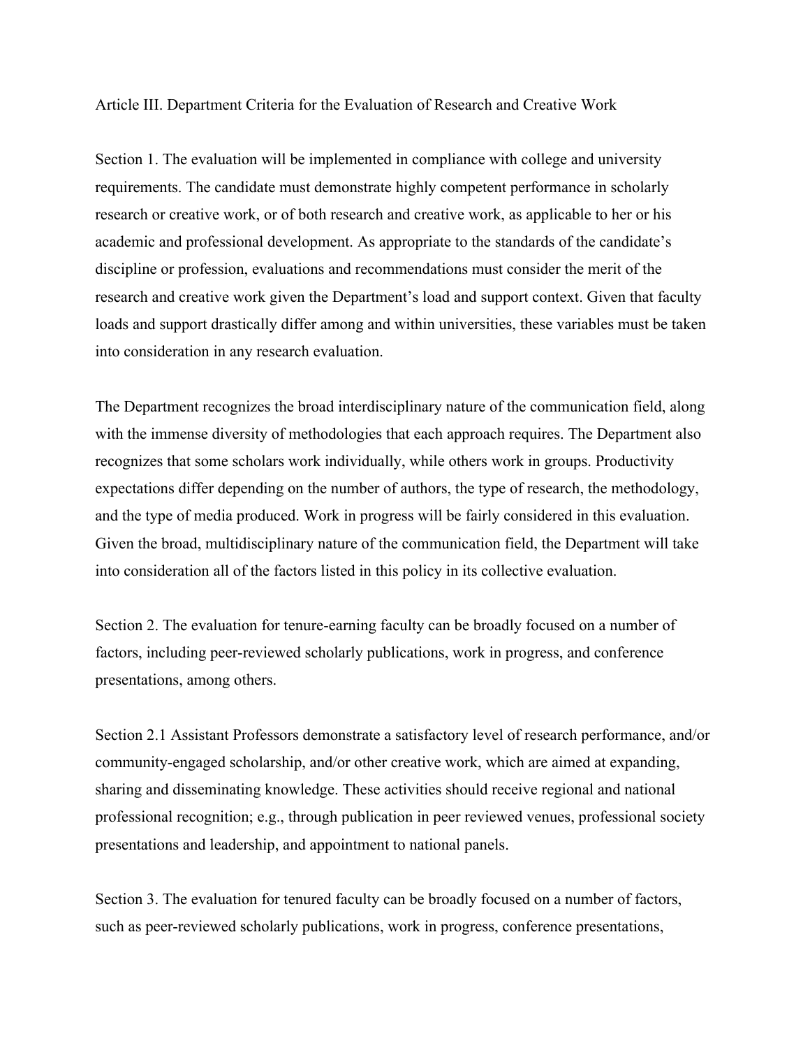## Article III. Department Criteria for the Evaluation of Research and Creative Work

Section 1. The evaluation will be implemented in compliance with college and university requirements. The candidate must demonstrate highly competent performance in scholarly research or creative work, or of both research and creative work, as applicable to her or his academic and professional development. As appropriate to the standards of the candidate's discipline or profession, evaluations and recommendations must consider the merit of the research and creative work given the Department's load and support context. Given that faculty loads and support drastically differ among and within universities, these variables must be taken into consideration in any research evaluation.

The Department recognizes the broad interdisciplinary nature of the communication field, along with the immense diversity of methodologies that each approach requires. The Department also recognizes that some scholars work individually, while others work in groups. Productivity expectations differ depending on the number of authors, the type of research, the methodology, and the type of media produced. Work in progress will be fairly considered in this evaluation. Given the broad, multidisciplinary nature of the communication field, the Department will take into consideration all of the factors listed in this policy in its collective evaluation.

Section 2. The evaluation for tenure-earning faculty can be broadly focused on a number of factors, including peer-reviewed scholarly publications, work in progress, and conference presentations, among others.

Section 2.1 Assistant Professors demonstrate a satisfactory level of research performance, and/or community-engaged scholarship, and/or other creative work, which are aimed at expanding, sharing and disseminating knowledge. These activities should receive regional and national professional recognition; e.g., through publication in peer reviewed venues, professional society presentations and leadership, and appointment to national panels.

Section 3. The evaluation for tenured faculty can be broadly focused on a number of factors, such as peer-reviewed scholarly publications, work in progress, conference presentations,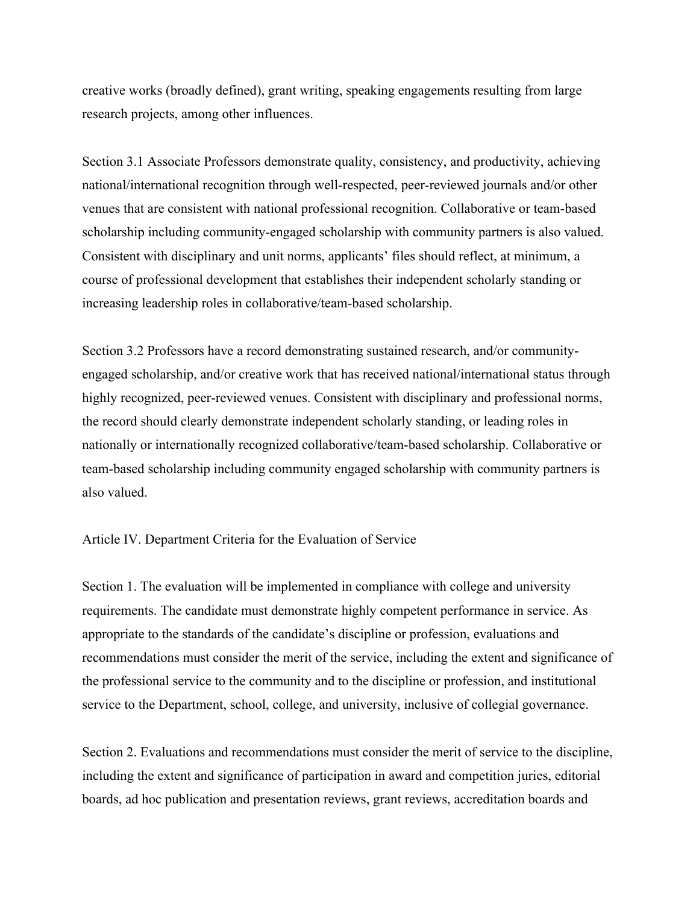creative works (broadly defined), grant writing, speaking engagements resulting from large research projects, among other influences.

Section 3.1 Associate Professors demonstrate quality, consistency, and productivity, achieving national/international recognition through well-respected, peer-reviewed journals and/or other venues that are consistent with national professional recognition. Collaborative or team-based scholarship including community-engaged scholarship with community partners is also valued. Consistent with disciplinary and unit norms, applicants' files should reflect, at minimum, a course of professional development that establishes their independent scholarly standing or increasing leadership roles in collaborative/team-based scholarship.

Section 3.2 Professors have a record demonstrating sustained research, and/or community-engaged scholarship, and/or creative work that has received national/international status through highly recognized, peer-reviewed venues. Consistent with disciplinary and professional norms, the record should clearly demonstrate independent scholarly standing, or leading roles in nationally or internationally recognized collaborative/team-based scholarship. Collaborative or team-based scholarship including community engaged scholarship with community partners is also valued.

## Article IV. Department Criteria for the Evaluation of Service

Section 1. The evaluation will be implemented in compliance with college and university requirements. The candidate must demonstrate highly competent performance in service. As appropriate to the standards of the candidate's discipline or profession, evaluations and recommendations must consider the merit of the service, including the extent and significance of the professional service to the community and to the discipline or profession, and institutional service to the Department, school, college, and university, inclusive of collegial governance.

Section 2. Evaluations and recommendations must consider the merit of service to the discipline, including the extent and significance of participation in award and competition juries, editorial boards, ad hoc publication and presentation reviews, grant reviews, accreditation boards and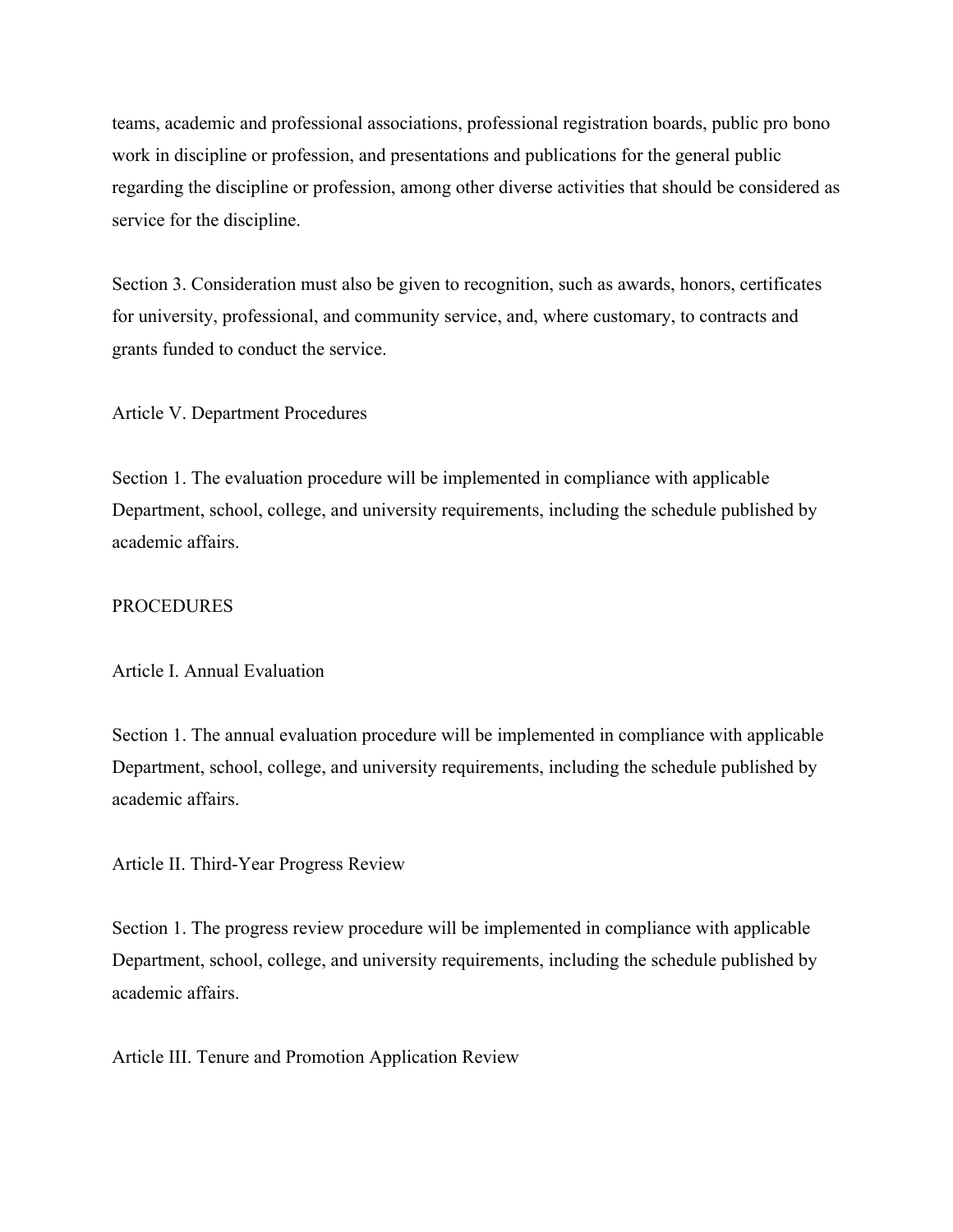teams, academic and professional associations, professional registration boards, public pro bono work in discipline or profession, and presentations and publications for the general public regarding the discipline or profession, among other diverse activities that should be considered as service for the discipline.

Section 3. Consideration must also be given to recognition, such as awards, honors, certificates for university, professional, and community service, and, where customary, to contracts and grants funded to conduct the service.

## Article V. Department Procedures

Section 1. The evaluation procedure will be implemented in compliance with applicable Department, school, college, and university requirements, including the schedule published by academic affairs.

# PROCEDURES

## Article I. Annual Evaluation

Section 1. The annual evaluation procedure will be implemented in compliance with applicable Department, school, college, and university requirements, including the schedule published by academic affairs.

## Article II. Third-Year Progress Review

Section 1. The progress review procedure will be implemented in compliance with applicable Department, school, college, and university requirements, including the schedule published by academic affairs.

## Article III. Tenure and Promotion Application Review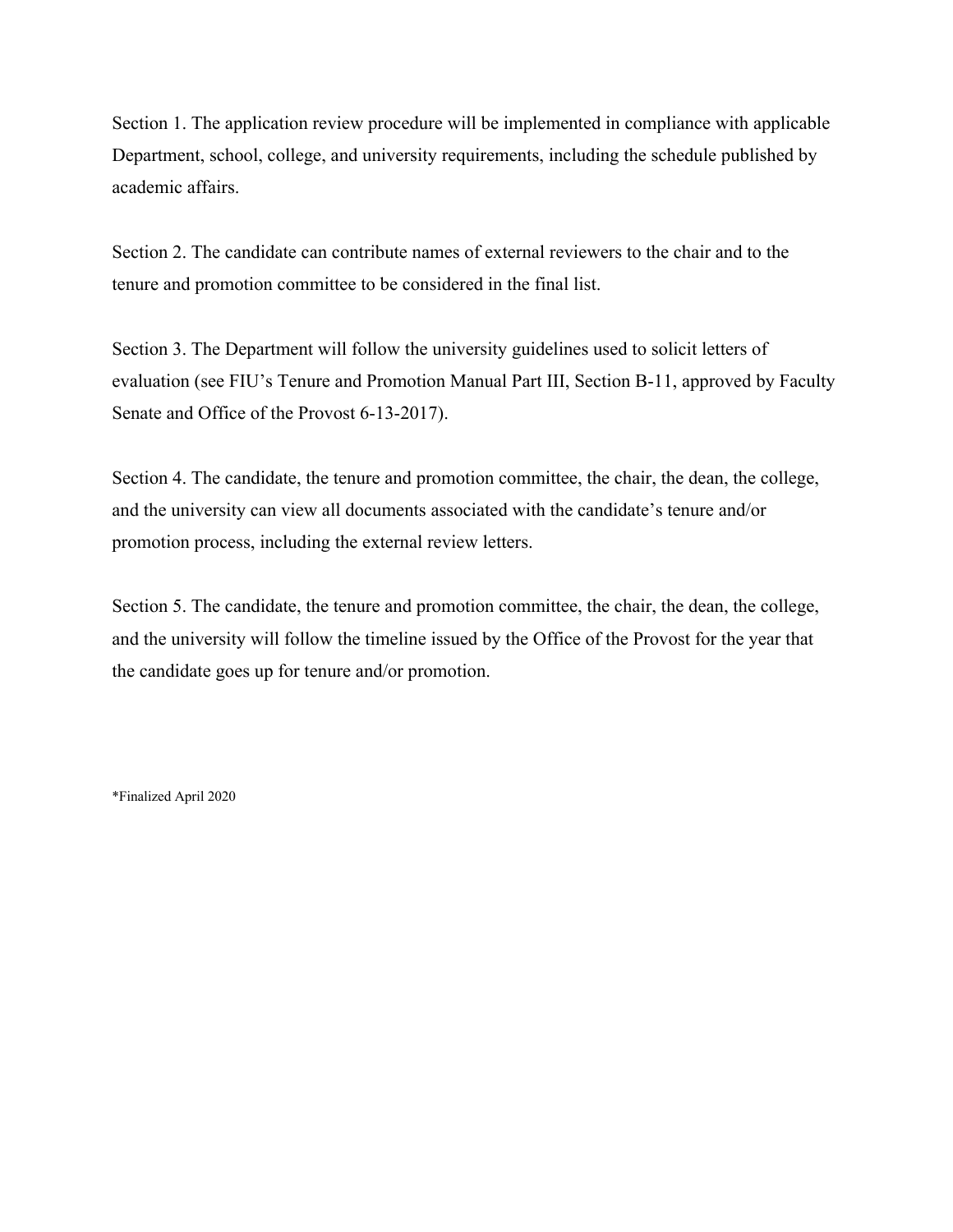Section 1. The application review procedure will be implemented in compliance with applicable Department, school, college, and university requirements, including the schedule published by academic affairs.

Section 2. The candidate can contribute names of external reviewers to the chair and to the tenure and promotion committee to be considered in the final list.

Section 3. The Department will follow the university guidelines used to solicit letters of evaluation (see FIU's Tenure and Promotion Manual Part III, Section B-11, approved by Faculty Senate and Office of the Provost 6-13-2017).

Section 4. The candidate, the tenure and promotion committee, the chair, the dean, the college, and the university can view all documents associated with the candidate's tenure and/or promotion process, including the external review letters.

Section 5. The candidate, the tenure and promotion committee, the chair, the dean, the college, and the university will follow the timeline issued by the Office of the Provost for the year that the candidate goes up for tenure and/or promotion.

*Finalized April 2020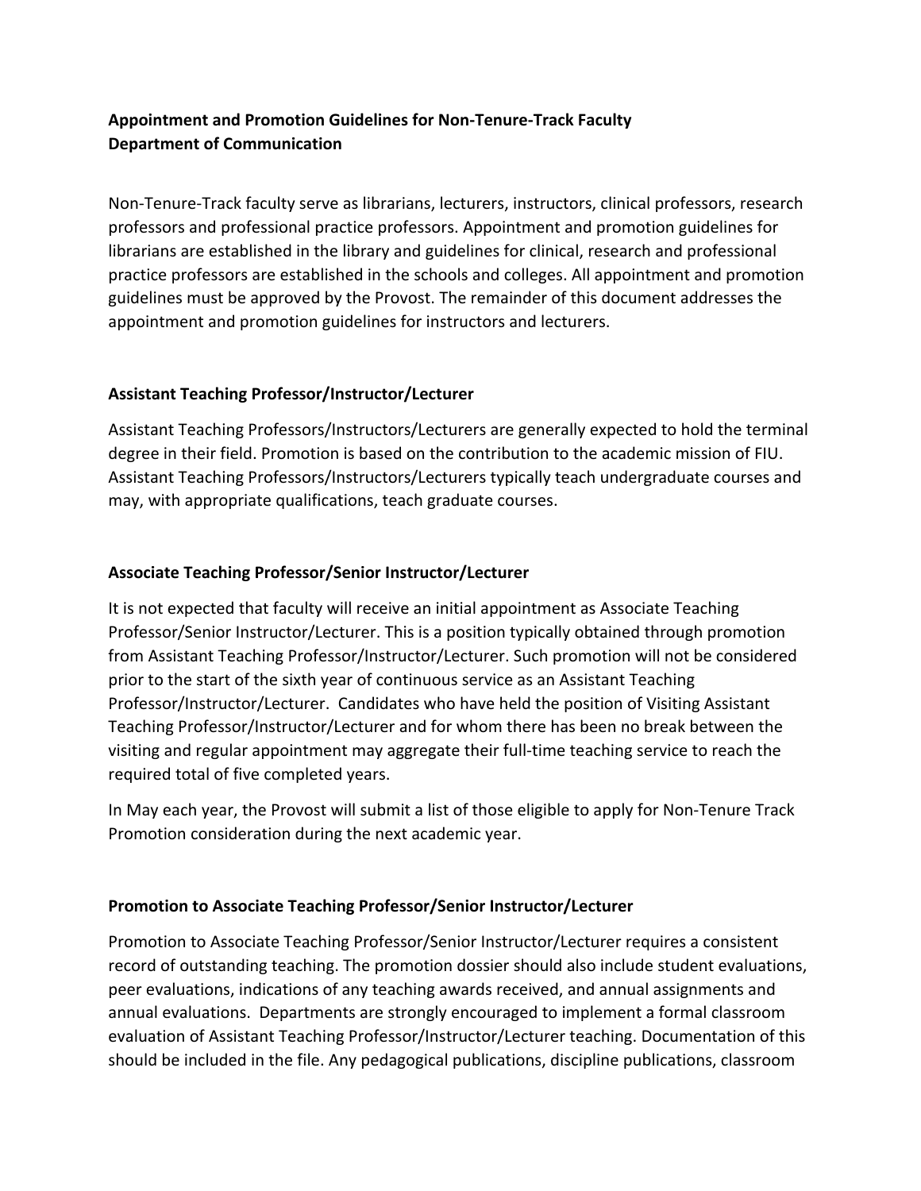**Appointment and Promotion Guidelines for Non-Tenure-Track Faculty**
**Department of Communication**

Non-Tenure-Track faculty serve as librarians, lecturers, instructors, clinical professors, research professors and professional practice professors. Appointment and promotion guidelines for librarians are established in the library and guidelines for clinical, research and professional practice professors are established in the schools and colleges. All appointment and promotion guidelines must be approved by the Provost. The remainder of this document addresses the appointment and promotion guidelines for instructors and lecturers.

**Assistant Teaching Professor/Instructor/Lecturer**

Assistant Teaching Professors/Instructors/Lecturers are generally expected to hold the terminal degree in their field. Promotion is based on the contribution to the academic mission of FIU. Assistant Teaching Professors/Instructors/Lecturers typically teach undergraduate courses and may, with appropriate qualifications, teach graduate courses.

**Associate Teaching Professor/Senior Instructor/Lecturer**

It is not expected that faculty will receive an initial appointment as Associate Teaching Professor/Senior Instructor/Lecturer. This is a position typically obtained through promotion from Assistant Teaching Professor/Instructor/Lecturer. Such promotion will not be considered prior to the start of the sixth year of continuous service as an Assistant Teaching Professor/Instructor/Lecturer. Candidates who have held the position of Visiting Assistant Teaching Professor/Instructor/Lecturer and for whom there has been no break between the visiting and regular appointment may aggregate their full-time teaching service to reach the required total of five completed years.

In May each year, the Provost will submit a list of those eligible to apply for Non-Tenure Track Promotion consideration during the next academic year.

**Promotion to Associate Teaching Professor/Senior Instructor/Lecturer**

Promotion to Associate Teaching Professor/Senior Instructor/Lecturer requires a consistent record of outstanding teaching. The promotion dossier should also include student evaluations, peer evaluations, indications of any teaching awards received, and annual assignments and annual evaluations. Departments are strongly encouraged to implement a formal classroom evaluation of Assistant Teaching Professor/Instructor/Lecturer teaching. Documentation of this should be included in the file. Any pedagogical publications, discipline publications, classroom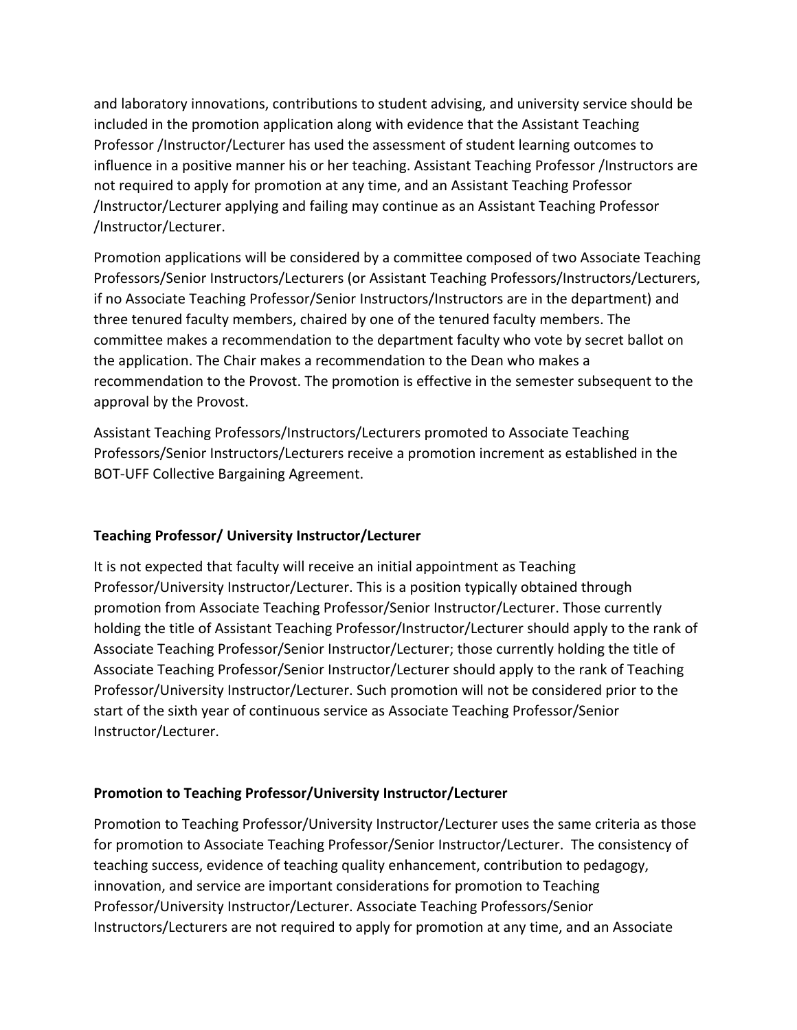and laboratory innovations, contributions to student advising, and university service should be included in the promotion application along with evidence that the Assistant Teaching Professor /Instructor/Lecturer has used the assessment of student learning outcomes to influence in a positive manner his or her teaching. Assistant Teaching Professor /Instructors are not required to apply for promotion at any time, and an Assistant Teaching Professor /Instructor/Lecturer applying and failing may continue as an Assistant Teaching Professor /Instructor/Lecturer.

Promotion applications will be considered by a committee composed of two Associate Teaching Professors/Senior Instructors/Lecturers (or Assistant Teaching Professors/Instructors/Lecturers, if no Associate Teaching Professor/Senior Instructors/Instructors are in the department) and three tenured faculty members, chaired by one of the tenured faculty members. The committee makes a recommendation to the department faculty who vote by secret ballot on the application. The Chair makes a recommendation to the Dean who makes a recommendation to the Provost. The promotion is effective in the semester subsequent to the approval by the Provost.

Assistant Teaching Professors/Instructors/Lecturers promoted to Associate Teaching Professors/Senior Instructors/Lecturers receive a promotion increment as established in the BOT-UFF Collective Bargaining Agreement.

**Teaching Professor/ University Instructor/Lecturer**

It is not expected that faculty will receive an initial appointment as Teaching Professor/University Instructor/Lecturer. This is a position typically obtained through promotion from Associate Teaching Professor/Senior Instructor/Lecturer. Those currently holding the title of Assistant Teaching Professor/Instructor/Lecturer should apply to the rank of Associate Teaching Professor/Senior Instructor/Lecturer; those currently holding the title of Associate Teaching Professor/Senior Instructor/Lecturer should apply to the rank of Teaching Professor/University Instructor/Lecturer. Such promotion will not be considered prior to the start of the sixth year of continuous service as Associate Teaching Professor/Senior Instructor/Lecturer.

**Promotion to Teaching Professor/University Instructor/Lecturer**

Promotion to Teaching Professor/University Instructor/Lecturer uses the same criteria as those for promotion to Associate Teaching Professor/Senior Instructor/Lecturer. The consistency of teaching success, evidence of teaching quality enhancement, contribution to pedagogy, innovation, and service are important considerations for promotion to Teaching Professor/University Instructor/Lecturer. Associate Teaching Professors/Senior Instructors/Lecturers are not required to apply for promotion at any time, and an Associate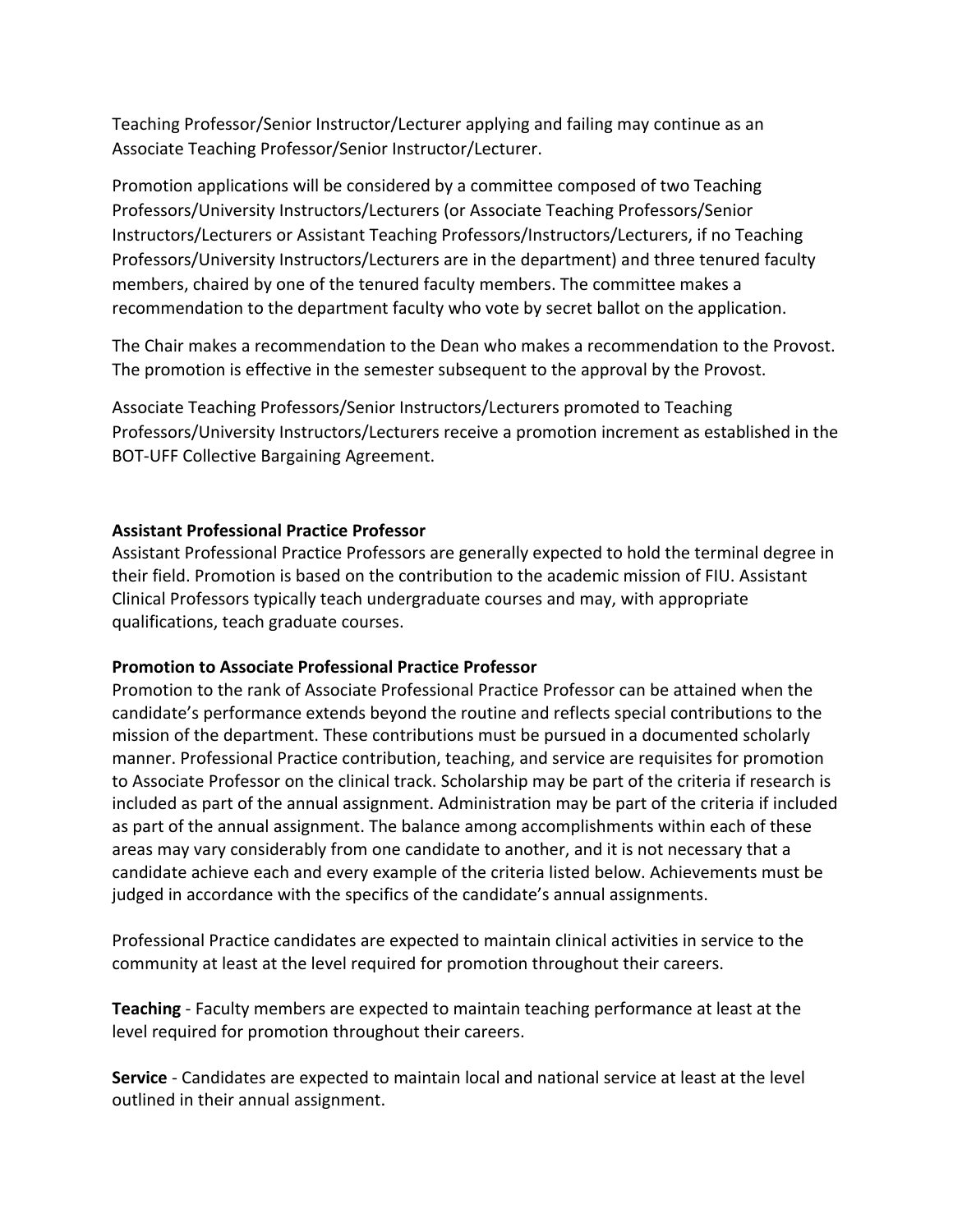Teaching Professor/Senior Instructor/Lecturer applying and failing may continue as an Associate Teaching Professor/Senior Instructor/Lecturer.

Promotion applications will be considered by a committee composed of two Teaching Professors/University Instructors/Lecturers (or Associate Teaching Professors/Senior Instructors/Lecturers or Assistant Teaching Professors/Instructors/Lecturers, if no Teaching Professors/University Instructors/Lecturers are in the department) and three tenured faculty members, chaired by one of the tenured faculty members. The committee makes a recommendation to the department faculty who vote by secret ballot on the application.

The Chair makes a recommendation to the Dean who makes a recommendation to the Provost. The promotion is effective in the semester subsequent to the approval by the Provost.

Associate Teaching Professors/Senior Instructors/Lecturers promoted to Teaching Professors/University Instructors/Lecturers receive a promotion increment as established in the BOT-UFF Collective Bargaining Agreement.

**Assistant Professional Practice Professor**

Assistant Professional Practice Professors are generally expected to hold the terminal degree in their field. Promotion is based on the contribution to the academic mission of FIU. Assistant Clinical Professors typically teach undergraduate courses and may, with appropriate qualifications, teach graduate courses.

**Promotion to Associate Professional Practice Professor**

Promotion to the rank of Associate Professional Practice Professor can be attained when the candidate's performance extends beyond the routine and reflects special contributions to the mission of the department. These contributions must be pursued in a documented scholarly manner. Professional Practice contribution, teaching, and service are requisites for promotion to Associate Professor on the clinical track. Scholarship may be part of the criteria if research is included as part of the annual assignment. Administration may be part of the criteria if included as part of the annual assignment. The balance among accomplishments within each of these areas may vary considerably from one candidate to another, and it is not necessary that a candidate achieve each and every example of the criteria listed below. Achievements must be judged in accordance with the specifics of the candidate's annual assignments.

Professional Practice candidates are expected to maintain clinical activities in service to the community at least at the level required for promotion throughout their careers.

**Teaching** - Faculty members are expected to maintain teaching performance at least at the level required for promotion throughout their careers.

**Service** - Candidates are expected to maintain local and national service at least at the level outlined in their annual assignment.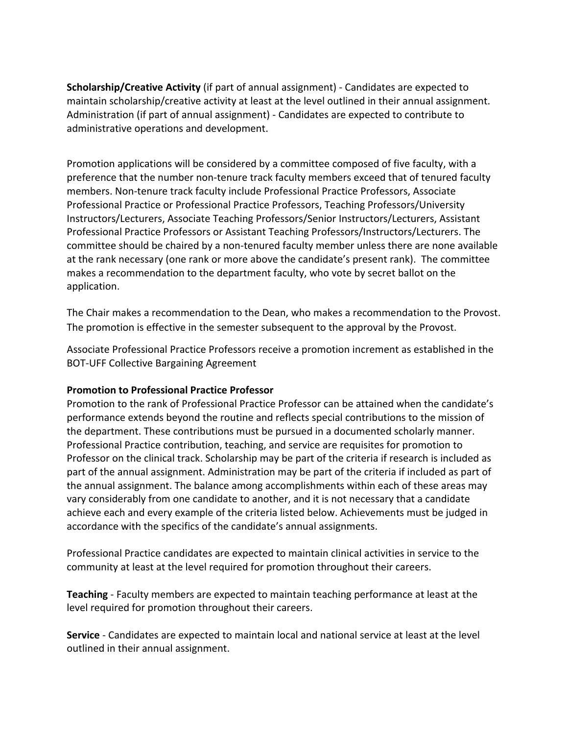**Scholarship/Creative Activity** (if part of annual assignment) - Candidates are expected to maintain scholarship/creative activity at least at the level outlined in their annual assignment. Administration (if part of annual assignment) - Candidates are expected to contribute to administrative operations and development.

Promotion applications will be considered by a committee composed of five faculty, with a preference that the number non-tenure track faculty members exceed that of tenured faculty members. Non-tenure track faculty include Professional Practice Professors, Associate Professional Practice or Professional Practice Professors, Teaching Professors/University Instructors/Lecturers, Associate Teaching Professors/Senior Instructors/Lecturers, Assistant Professional Practice Professors or Assistant Teaching Professors/Instructors/Lecturers. The committee should be chaired by a non-tenured faculty member unless there are none available at the rank necessary (one rank or more above the candidate's present rank). The committee makes a recommendation to the department faculty, who vote by secret ballot on the application.

The Chair makes a recommendation to the Dean, who makes a recommendation to the Provost. The promotion is effective in the semester subsequent to the approval by the Provost.

Associate Professional Practice Professors receive a promotion increment as established in the BOT-UFF Collective Bargaining Agreement

**Promotion to Professional Practice Professor**

Promotion to the rank of Professional Practice Professor can be attained when the candidate's performance extends beyond the routine and reflects special contributions to the mission of the department. These contributions must be pursued in a documented scholarly manner. Professional Practice contribution, teaching, and service are requisites for promotion to Professor on the clinical track. Scholarship may be part of the criteria if research is included as part of the annual assignment. Administration may be part of the criteria if included as part of the annual assignment. The balance among accomplishments within each of these areas may vary considerably from one candidate to another, and it is not necessary that a candidate achieve each and every example of the criteria listed below. Achievements must be judged in accordance with the specifics of the candidate's annual assignments.

Professional Practice candidates are expected to maintain clinical activities in service to the community at least at the level required for promotion throughout their careers.

**Teaching** - Faculty members are expected to maintain teaching performance at least at the level required for promotion throughout their careers.

**Service** - Candidates are expected to maintain local and national service at least at the level outlined in their annual assignment.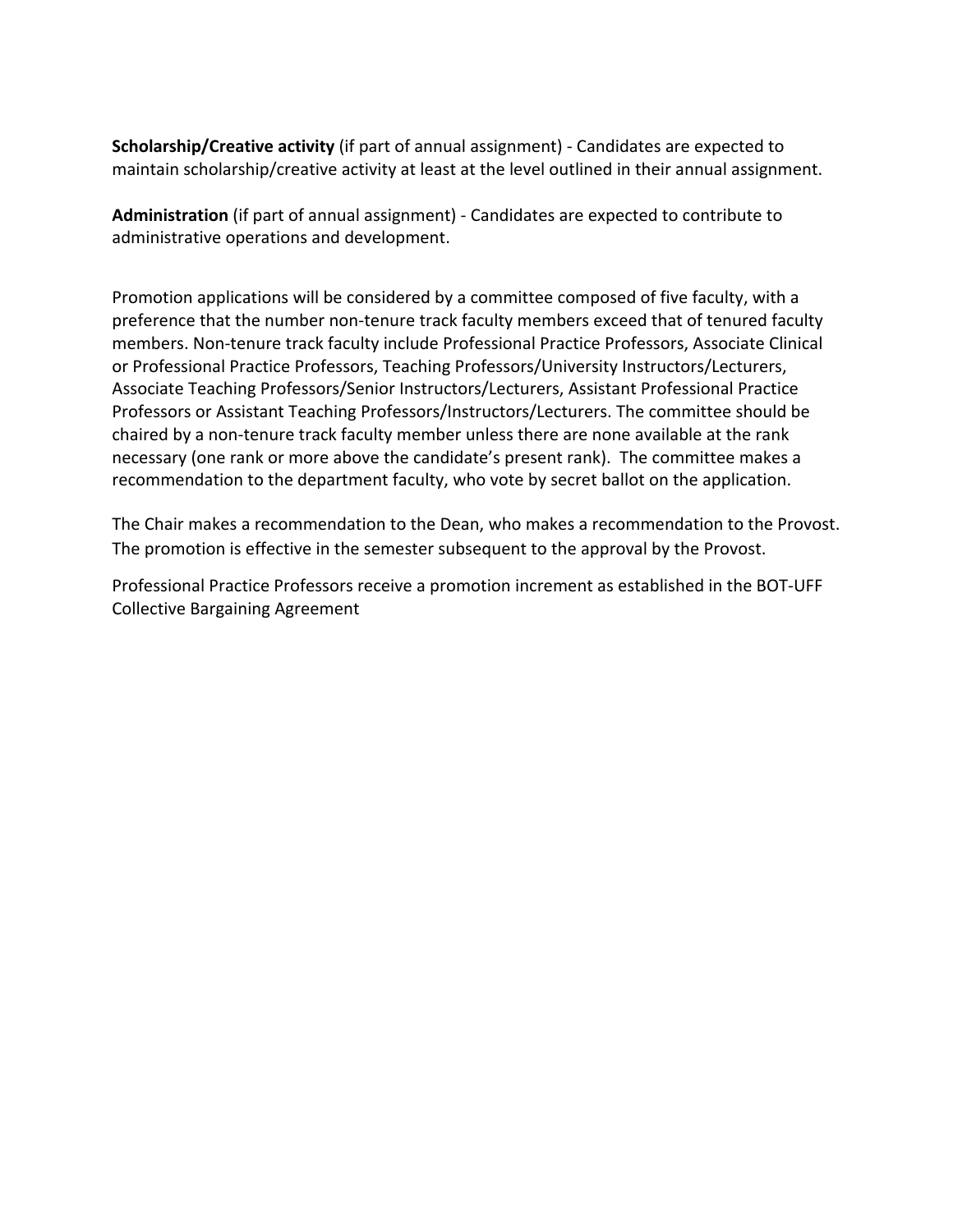**Scholarship/Creative activity** (if part of annual assignment) - Candidates are expected to maintain scholarship/creative activity at least at the level outlined in their annual assignment.

**Administration** (if part of annual assignment) - Candidates are expected to contribute to administrative operations and development.

Promotion applications will be considered by a committee composed of five faculty, with a preference that the number non-tenure track faculty members exceed that of tenured faculty members. Non-tenure track faculty include Professional Practice Professors, Associate Clinical or Professional Practice Professors, Teaching Professors/University Instructors/Lecturers, Associate Teaching Professors/Senior Instructors/Lecturers, Assistant Professional Practice Professors or Assistant Teaching Professors/Instructors/Lecturers. The committee should be chaired by a non-tenure track faculty member unless there are none available at the rank necessary (one rank or more above the candidate's present rank). The committee makes a recommendation to the department faculty, who vote by secret ballot on the application.

The Chair makes a recommendation to the Dean, who makes a recommendation to the Provost. The promotion is effective in the semester subsequent to the approval by the Provost.

Professional Practice Professors receive a promotion increment as established in the BOT-UFF Collective Bargaining Agreement